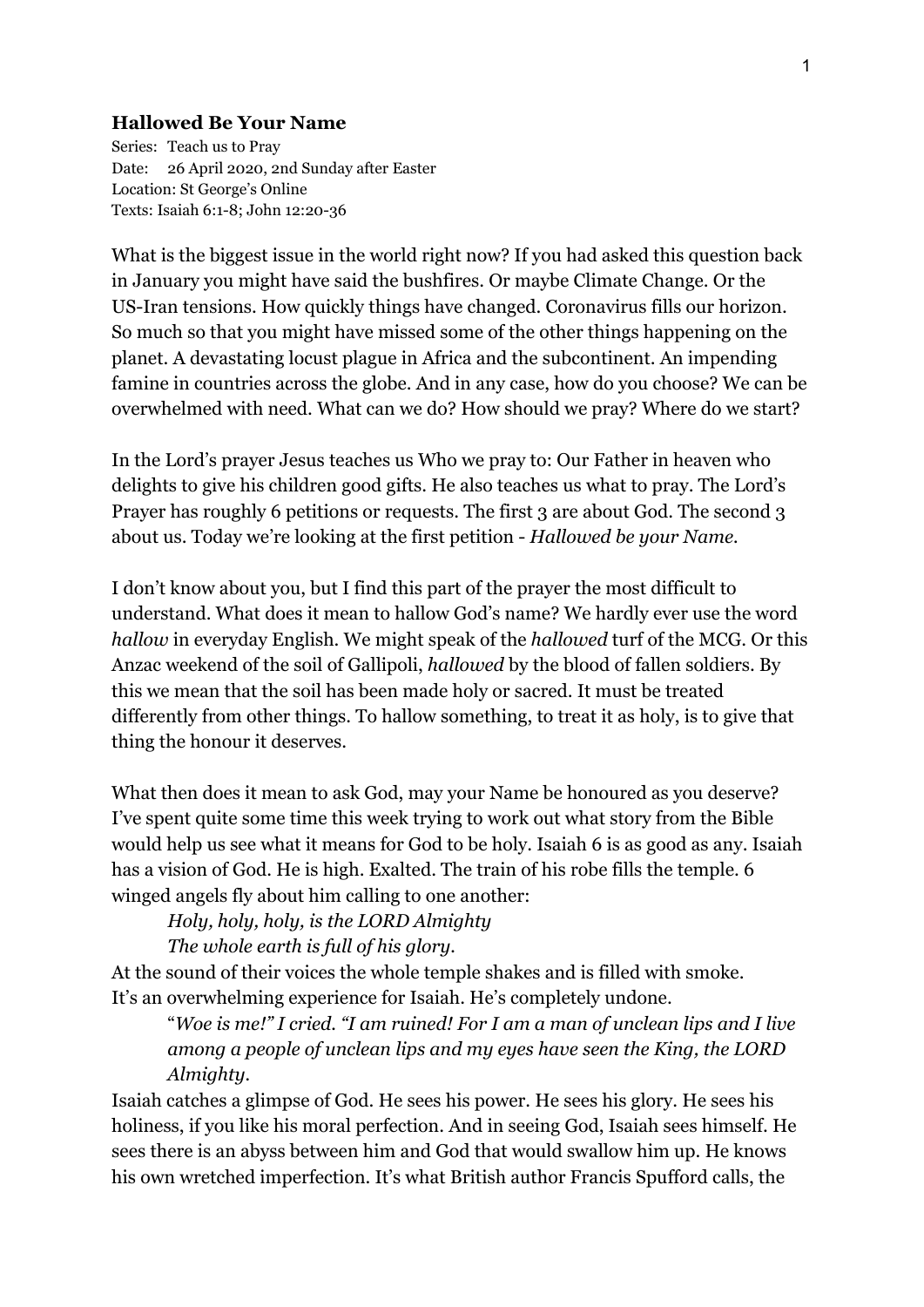## Hallowed Be Your Name

Series: Teach us to Pray
Date: 26 April 2020, 2nd Sunday after Easter
Location: St George's Online
Texts: Isaiah 6:1-8; John 12:20-36

What is the biggest issue in the world right now? If you had asked this question back in January you might have said the bushfires. Or maybe Climate Change. Or the US-Iran tensions. How quickly things have changed. Coronavirus fills our horizon. So much so that you might have missed some of the other things happening on the planet. A devastating locust plague in Africa and the subcontinent. An impending famine in countries across the globe. And in any case, how do you choose? We can be overwhelmed with need. What can we do? How should we pray? Where do we start?

In the Lord's prayer Jesus teaches us Who we pray to: Our Father in heaven who delights to give his children good gifts. He also teaches us what to pray. The Lord's Prayer has roughly 6 petitions or requests. The first 3 are about God. The second 3 about us. Today we're looking at the first petition - *Hallowed be your Name.*

I don't know about you, but I find this part of the prayer the most difficult to understand. What does it mean to hallow God's name? We hardly ever use the word *hallow* in everyday English. We might speak of the *hallowed* turf of the MCG. Or this Anzac weekend of the soil of Gallipoli, *hallowed* by the blood of fallen soldiers. By this we mean that the soil has been made holy or sacred. It must be treated differently from other things. To hallow something, to treat it as holy, is to give that thing the honour it deserves.

What then does it mean to ask God, may your Name be honoured as you deserve? I've spent quite some time this week trying to work out what story from the Bible would help us see what it means for God to be holy. Isaiah 6 is as good as any. Isaiah has a vision of God. He is high. Exalted. The train of his robe fills the temple. 6 winged angels fly about him calling to one another:

> *Holy, holy, holy, is the LORD Almighty*
> *The whole earth is full of his glory.*

At the sound of their voices the whole temple shakes and is filled with smoke. It's an overwhelming experience for Isaiah. He's completely undone.

> "*Woe is me!" I cried. "I am ruined! For I am a man of unclean lips and I live among a people of unclean lips and my eyes have seen the King, the LORD Almighty.*

Isaiah catches a glimpse of God. He sees his power. He sees his glory. He sees his holiness, if you like his moral perfection. And in seeing God, Isaiah sees himself. He sees there is an abyss between him and God that would swallow him up. He knows his own wretched imperfection. It's what British author Francis Spufford calls, the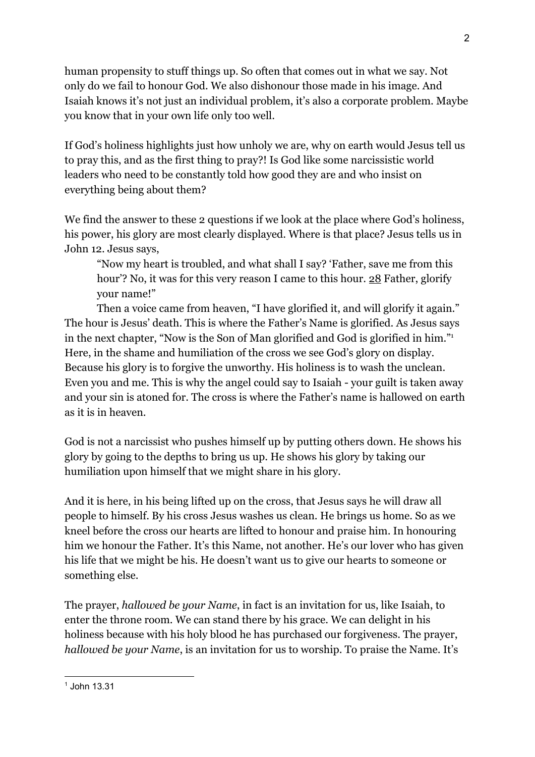human propensity to stuff things up. So often that comes out in what we say. Not only do we fail to honour God. We also dishonour those made in his image. And Isaiah knows it's not just an individual problem, it's also a corporate problem. Maybe you know that in your own life only too well.

If God's holiness highlights just how unholy we are, why on earth would Jesus tell us to pray this, and as the first thing to pray?! Is God like some narcissistic world leaders who need to be constantly told how good they are and who insist on everything being about them?

We find the answer to these 2 questions if we look at the place where God's holiness, his power, his glory are most clearly displayed. Where is that place? Jesus tells us in John 12. Jesus says,

> "Now my heart is troubled, and what shall I say? 'Father, save me from this hour'? No, it was for this very reason I came to this hour. 28 Father, glorify your name!"
>
> Then a voice came from heaven, "I have glorified it, and will glorify it again."

The hour is Jesus' death. This is where the Father's Name is glorified. As Jesus says in the next chapter, "Now is the Son of Man glorified and God is glorified in him."[1] Here, in the shame and humiliation of the cross we see God's glory on display. Because his glory is to forgive the unworthy. His holiness is to wash the unclean. Even you and me. This is why the angel could say to Isaiah - your guilt is taken away and your sin is atoned for. The cross is where the Father's name is hallowed on earth as it is in heaven.

God is not a narcissist who pushes himself up by putting others down. He shows his glory by going to the depths to bring us up. He shows his glory by taking our humiliation upon himself that we might share in his glory.

And it is here, in his being lifted up on the cross, that Jesus says he will draw all people to himself. By his cross Jesus washes us clean. He brings us home. So as we kneel before the cross our hearts are lifted to honour and praise him. In honouring him we honour the Father. It's this Name, not another. He's our lover who has given his life that we might be his. He doesn't want us to give our hearts to someone or something else.

The prayer, *hallowed be your Name*, in fact is an invitation for us, like Isaiah, to enter the throne room. We can stand there by his grace. We can delight in his holiness because with his holy blood he has purchased our forgiveness. The prayer, *hallowed be your Name*, is an invitation for us to worship. To praise the Name. It's

---

[1] John 13.31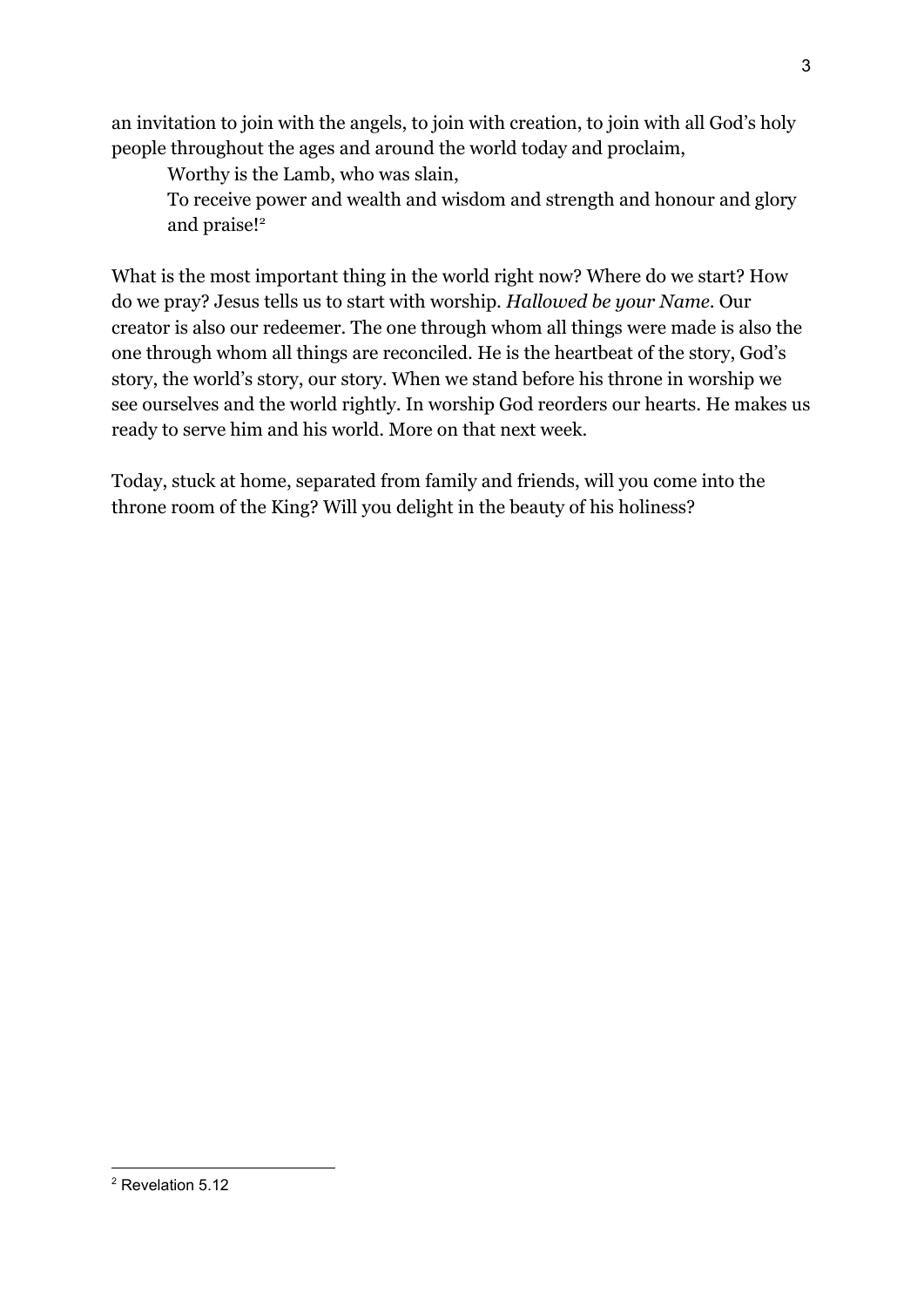an invitation to join with the angels, to join with creation, to join with all God's holy people throughout the ages and around the world today and proclaim,

> Worthy is the Lamb, who was slain,
> To receive power and wealth and wisdom and strength and honour and glory and praise![2]

What is the most important thing in the world right now? Where do we start? How do we pray? Jesus tells us to start with worship. *Hallowed be your Name*. Our creator is also our redeemer. The one through whom all things were made is also the one through whom all things are reconciled. He is the heartbeat of the story, God's story, the world's story, our story. When we stand before his throne in worship we see ourselves and the world rightly. In worship God reorders our hearts. He makes us ready to serve him and his world. More on that next week.

Today, stuck at home, separated from family and friends, will you come into the throne room of the King? Will you delight in the beauty of his holiness?

---

[2] Revelation 5.12